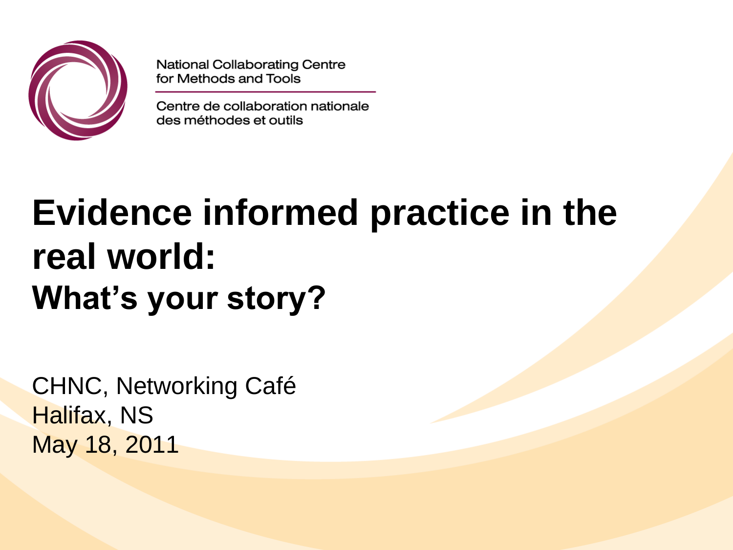National Collaborating Centre
for Methods and Tools

Centre de collaboration nationale
des méthodes et outils

# Evidence informed practice in the real world:
## What's your story?

CHNC, Networking Café
Halifax, NS
May 18, 2011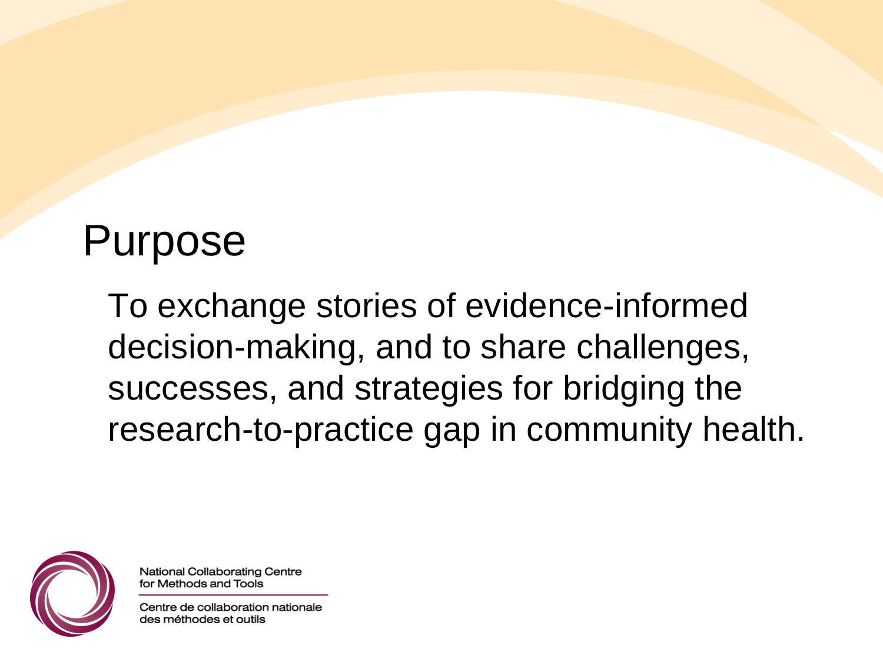# Purpose

To exchange stories of evidence-informed decision-making, and to share challenges, successes, and strategies for bridging the research-to-practice gap in community health.

National Collaborating Centre for Methods and Tools

Centre de collaboration nationale des méthodes et outils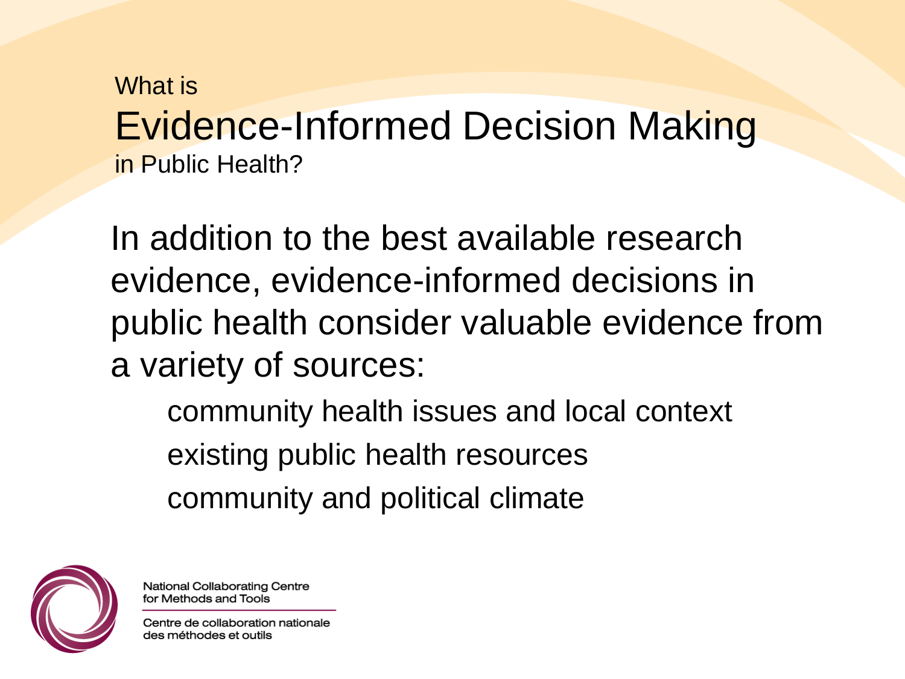What is

# Evidence-Informed Decision Making

in Public Health?

In addition to the best available research evidence, evidence-informed decisions in public health consider valuable evidence from a variety of sources:

- community health issues and local context
- existing public health resources
- community and political climate

National Collaborating Centre for Methods and Tools

Centre de collaboration nationale des méthodes et outils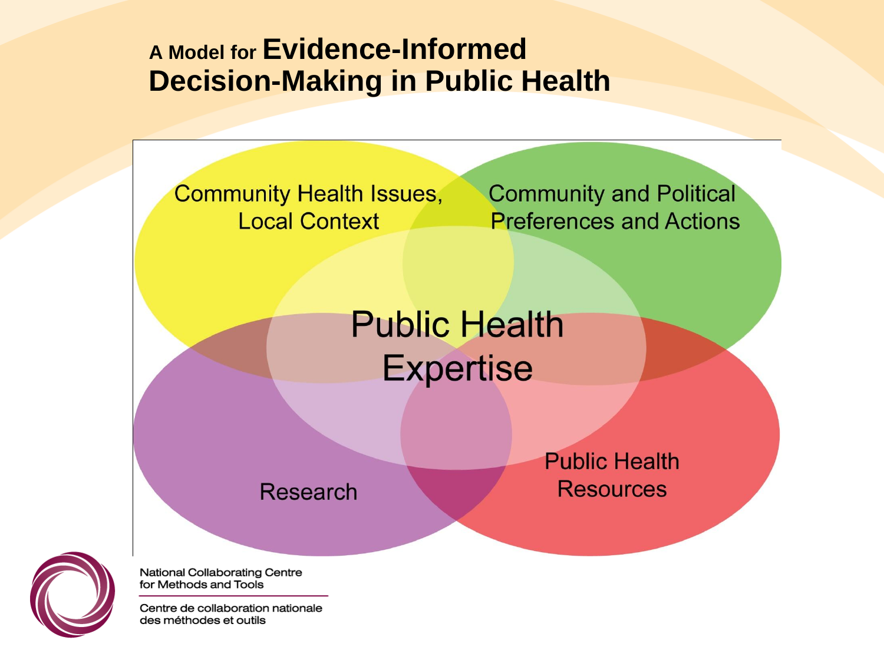# A Model for Evidence-Informed Decision-Making in Public Health

Community Health Issues, Local Context

Community and Political Preferences and Actions

Public Health Expertise

Research

Public Health Resources

National Collaborating Centre for Methods and Tools

Centre de collaboration nationale des méthodes et outils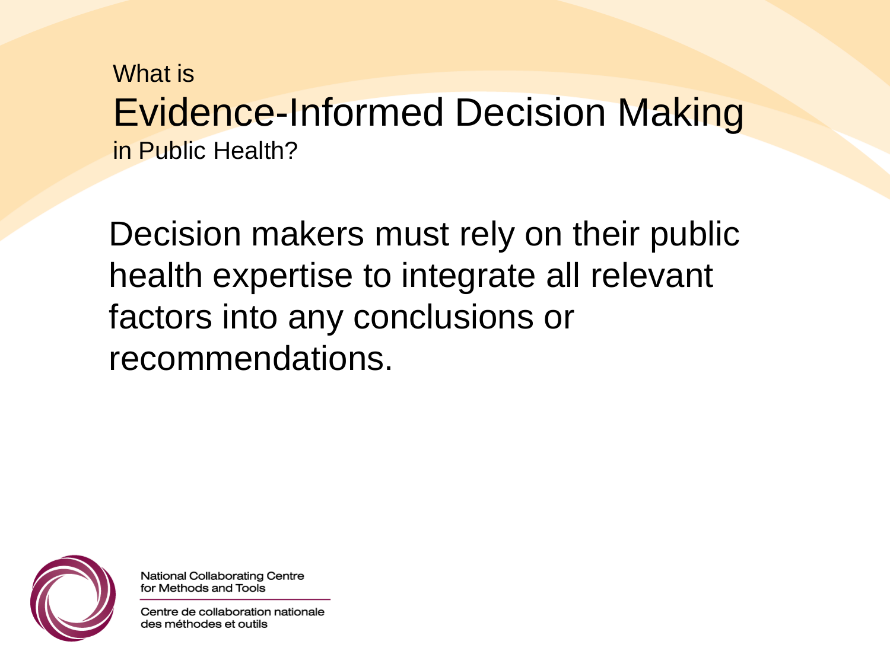What is

# Evidence-Informed Decision Making

in Public Health?

Decision makers must rely on their public health expertise to integrate all relevant factors into any conclusions or recommendations.

National Collaborating Centre for Methods and Tools

Centre de collaboration nationale des méthodes et outils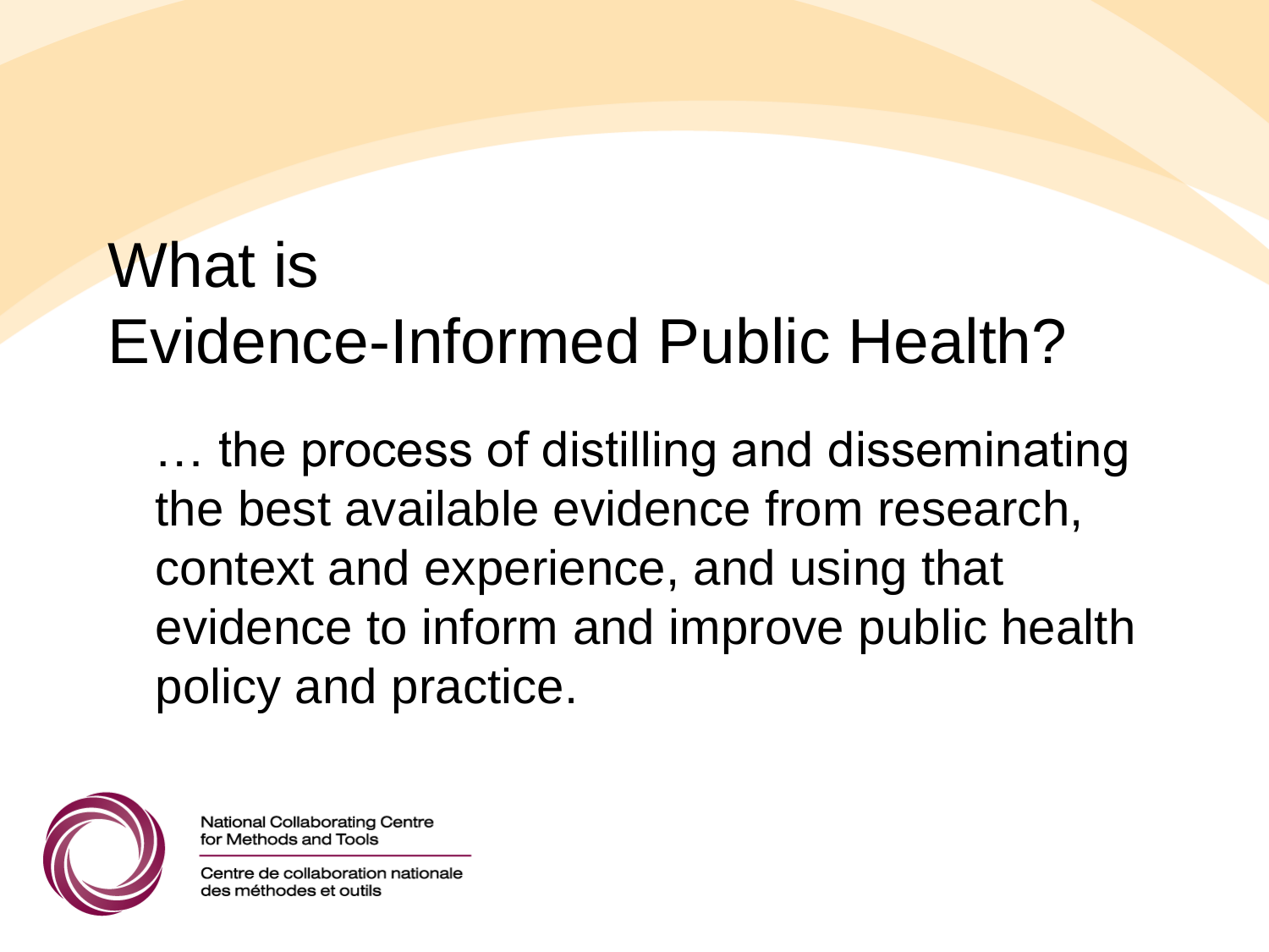# What is Evidence-Informed Public Health?

… the process of distilling and disseminating the best available evidence from research, context and experience, and using that evidence to inform and improve public health policy and practice.

National Collaborating Centre for Methods and Tools

Centre de collaboration nationale des méthodes et outils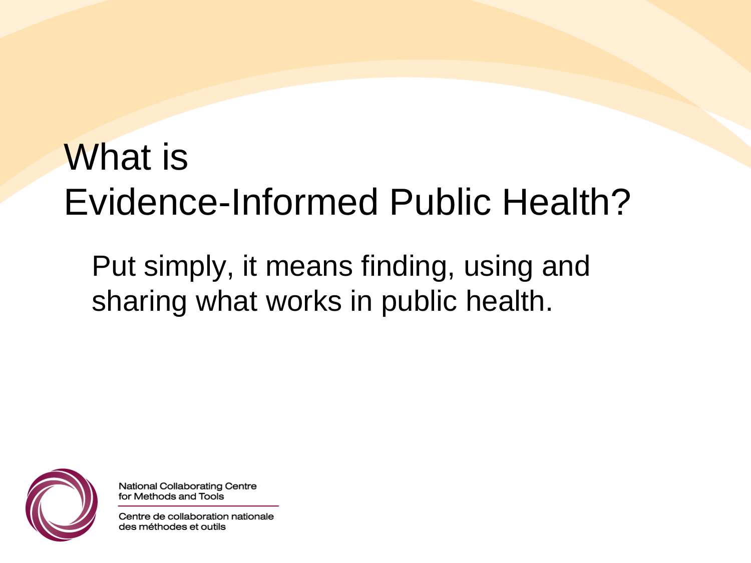# What is Evidence-Informed Public Health?

Put simply, it means finding, using and sharing what works in public health.

National Collaborating Centre for Methods and Tools

Centre de collaboration nationale des méthodes et outils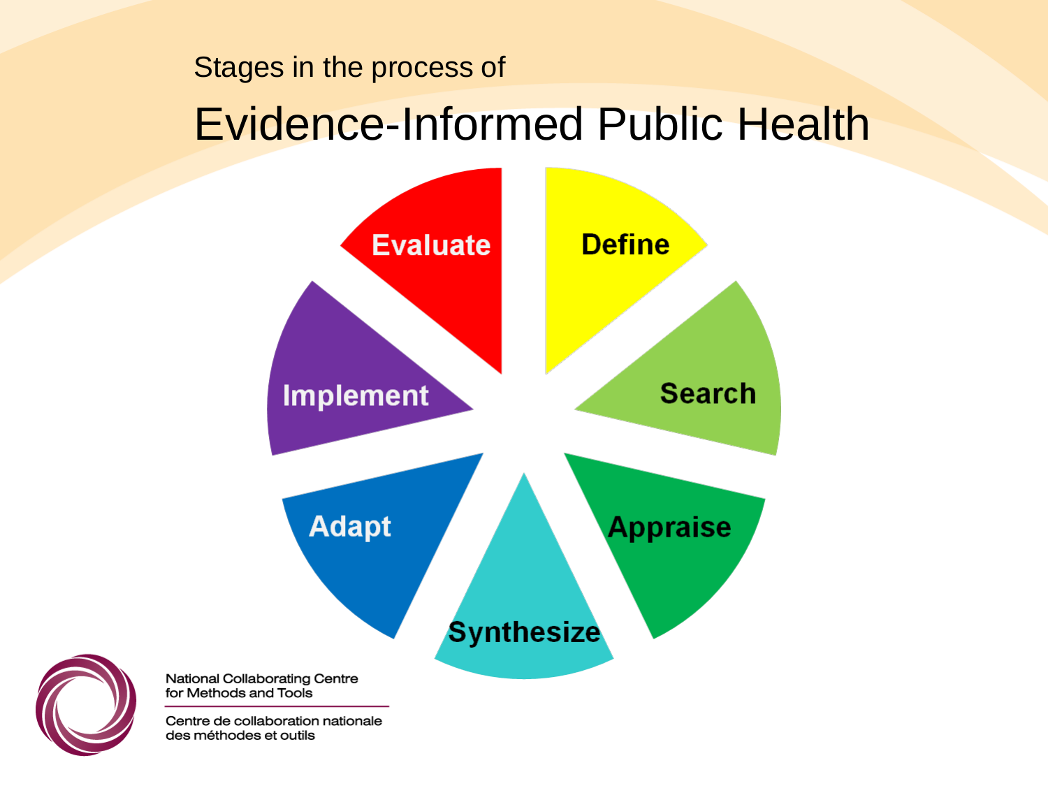Stages in the process of

# Evidence-Informed Public Health

- Define
- Search
- Appraise
- Synthesize
- Adapt
- Implement
- Evaluate

National Collaborating Centre for Methods and Tools

Centre de collaboration nationale des méthodes et outils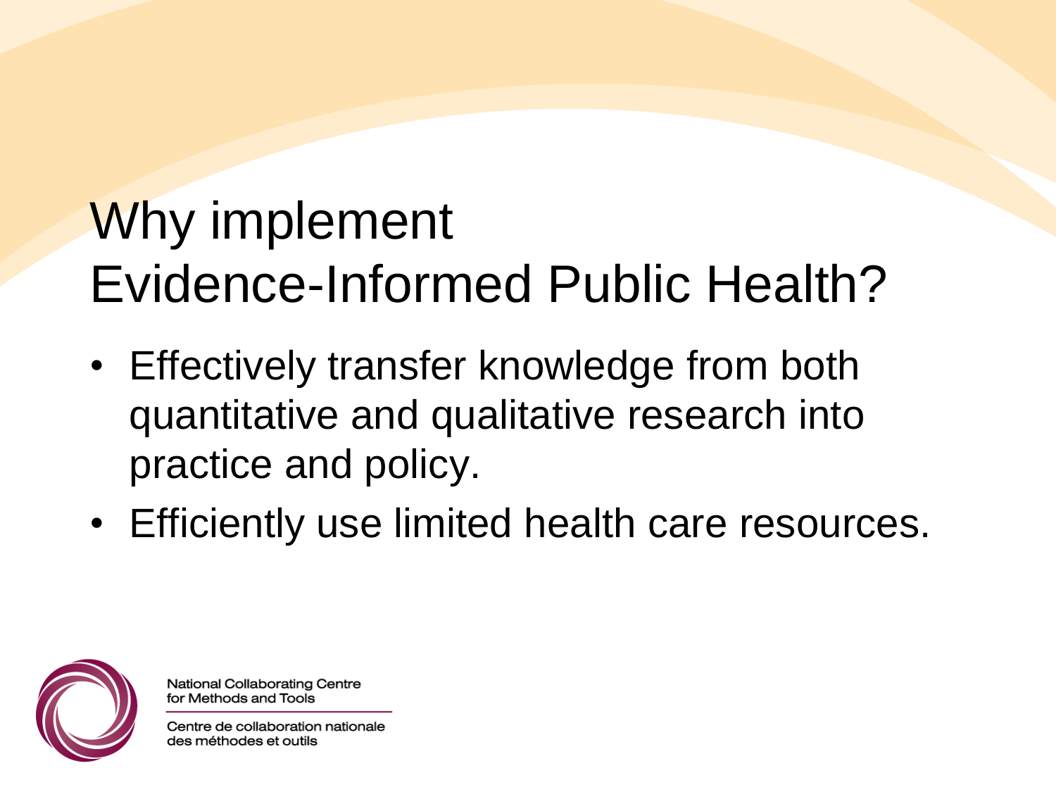# Why implement Evidence-Informed Public Health?

- Effectively transfer knowledge from both quantitative and qualitative research into practice and policy.
- Efficiently use limited health care resources.

National Collaborating Centre for Methods and Tools

Centre de collaboration nationale des méthodes et outils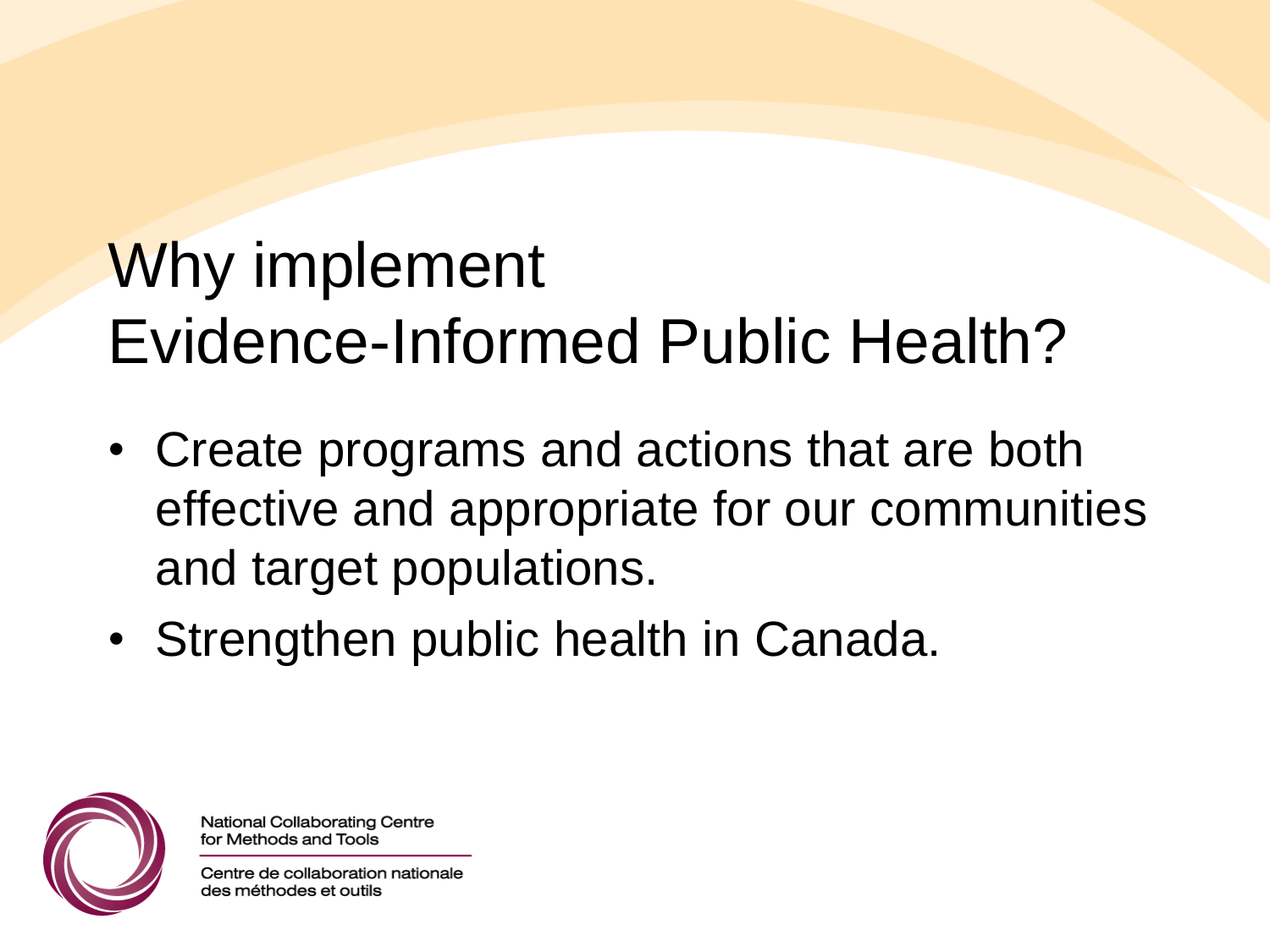# Why implement Evidence-Informed Public Health?

- Create programs and actions that are both effective and appropriate for our communities and target populations.
- Strengthen public health in Canada.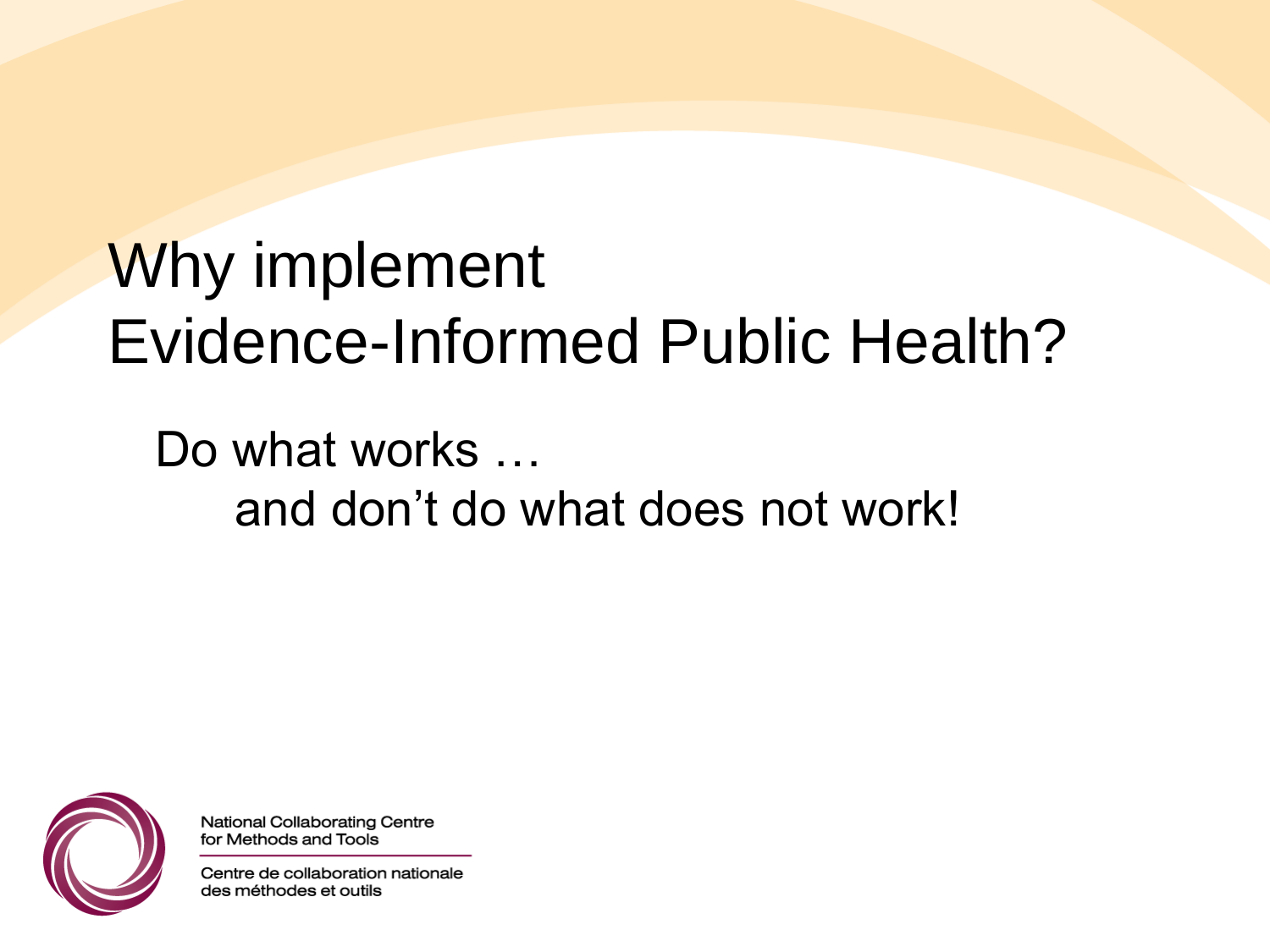# Why implement Evidence-Informed Public Health?

Do what works …
and don't do what does not work!

National Collaborating Centre for Methods and Tools

Centre de collaboration nationale des méthodes et outils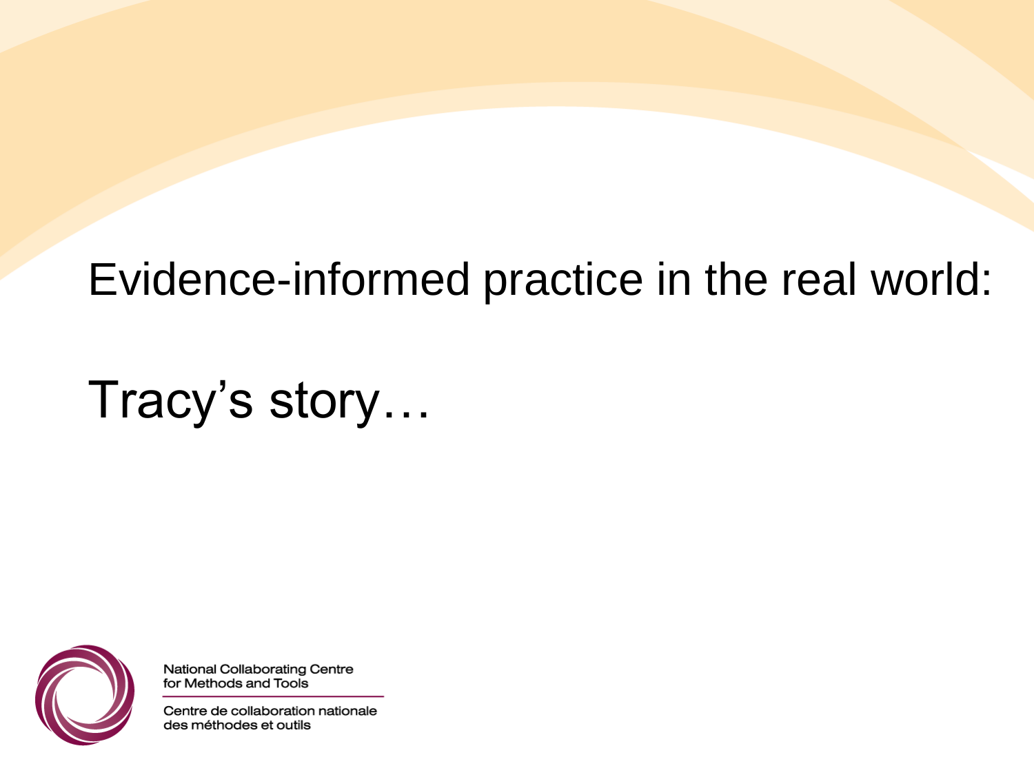# Evidence-informed practice in the real world:

# Tracy's story…

National Collaborating Centre for Methods and Tools

Centre de collaboration nationale des méthodes et outils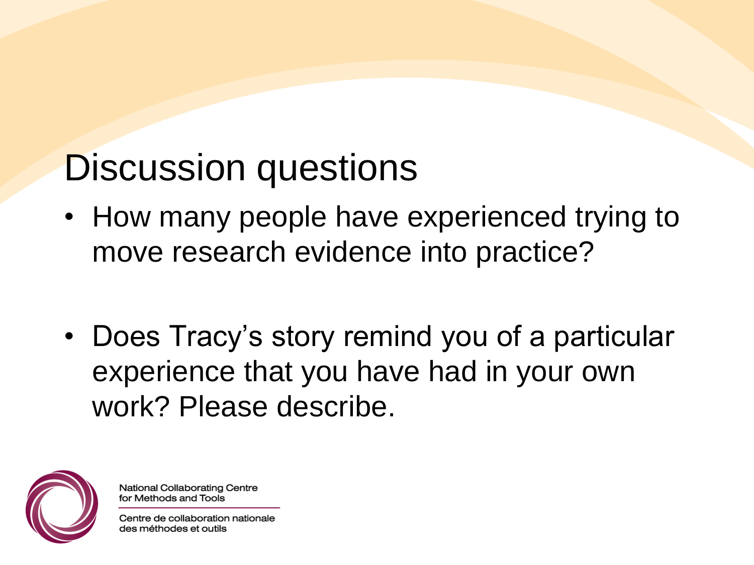# Discussion questions

- How many people have experienced trying to move research evidence into practice?
- Does Tracy's story remind you of a particular experience that you have had in your own work? Please describe.

National Collaborating Centre for Methods and Tools

Centre de collaboration nationale des méthodes et outils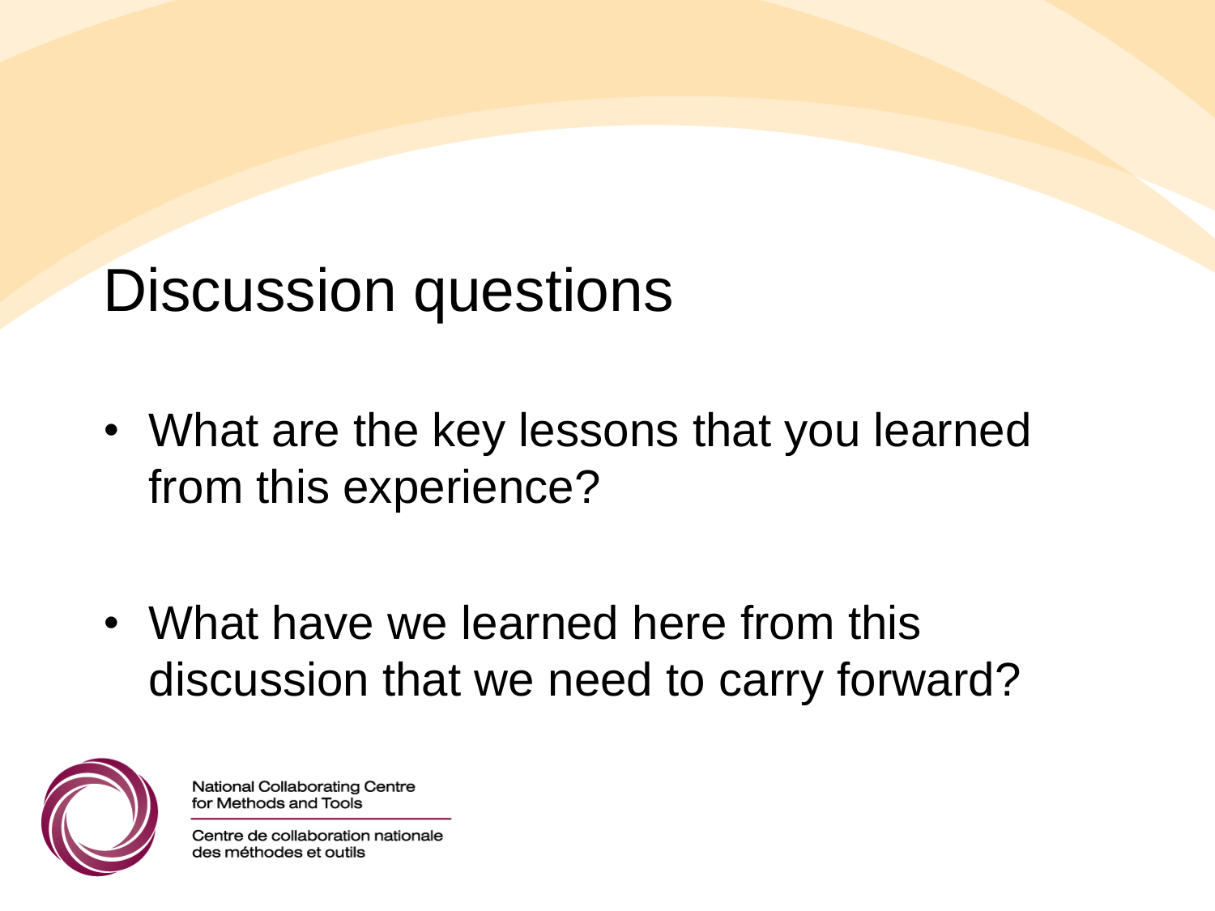# Discussion questions

- What are the key lessons that you learned from this experience?
- What have we learned here from this discussion that we need to carry forward?

National Collaborating Centre for Methods and Tools

Centre de collaboration nationale des méthodes et outils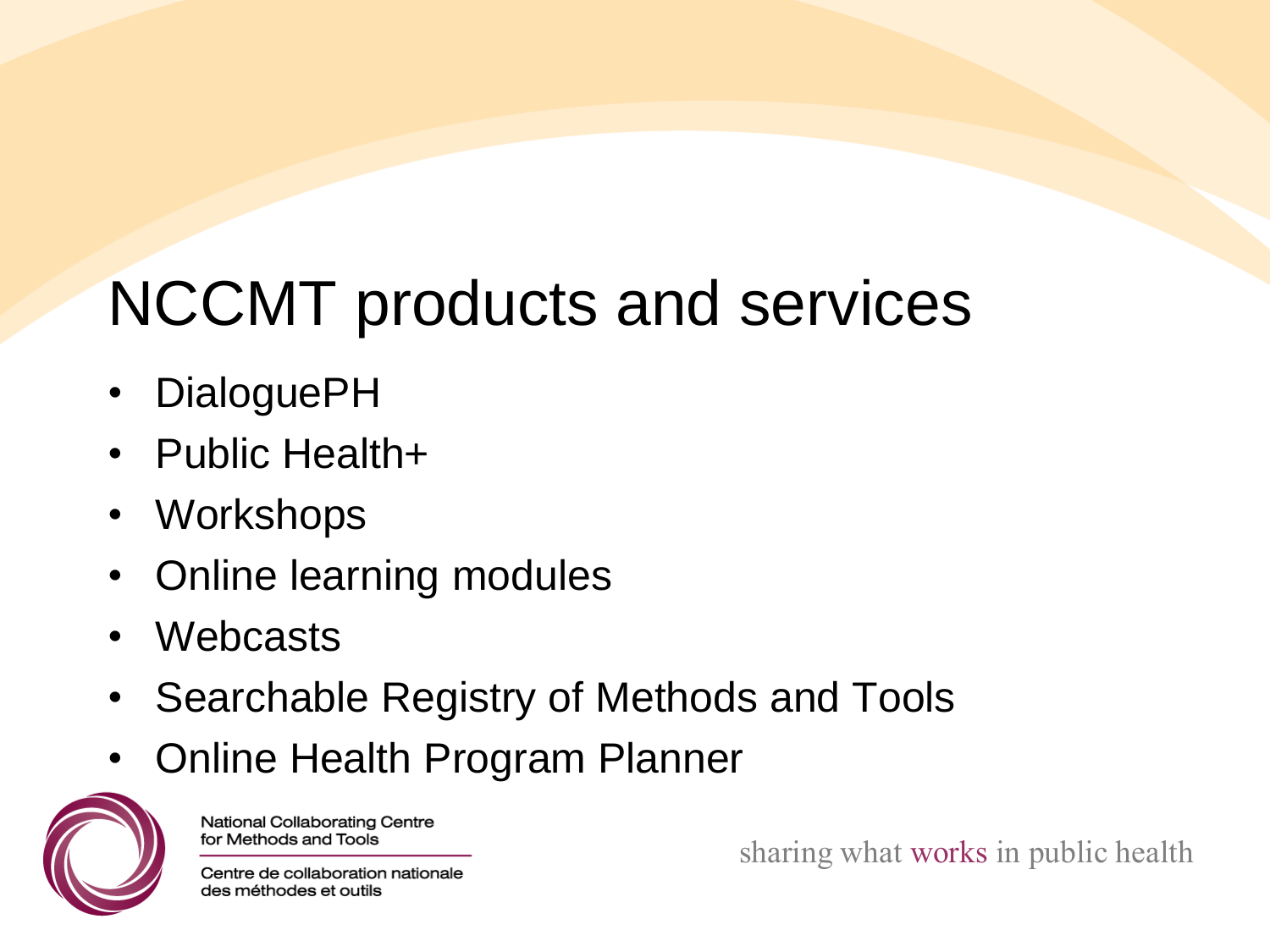# NCCMT products and services

- DialoguePH
- Public Health+
- Workshops
- Online learning modules
- Webcasts
- Searchable Registry of Methods and Tools
- Online Health Program Planner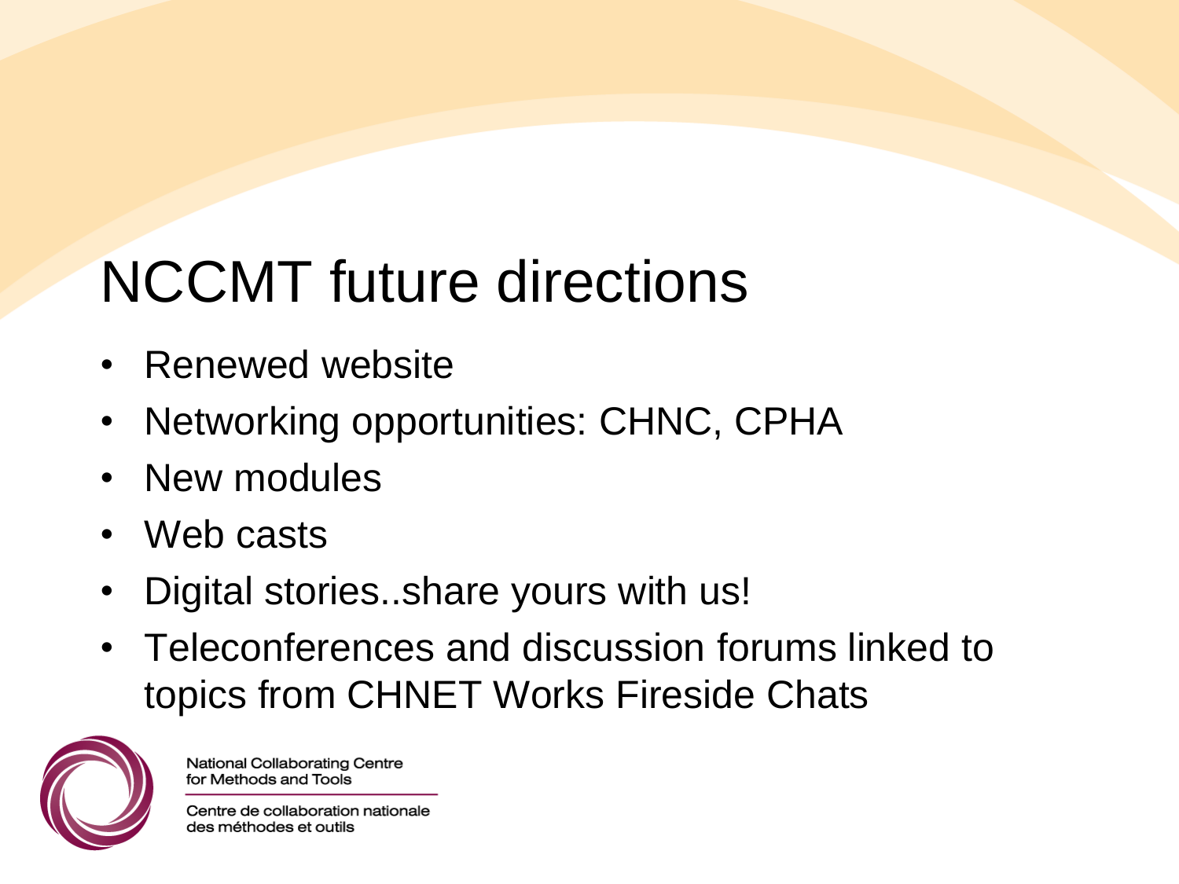# NCCMT future directions

- Renewed website
- Networking opportunities: CHNC, CPHA
- New modules
- Web casts
- Digital stories..share yours with us!
- Teleconferences and discussion forums linked to topics from CHNET Works Fireside Chats

National Collaborating Centre for Methods and Tools

Centre de collaboration nationale des méthodes et outils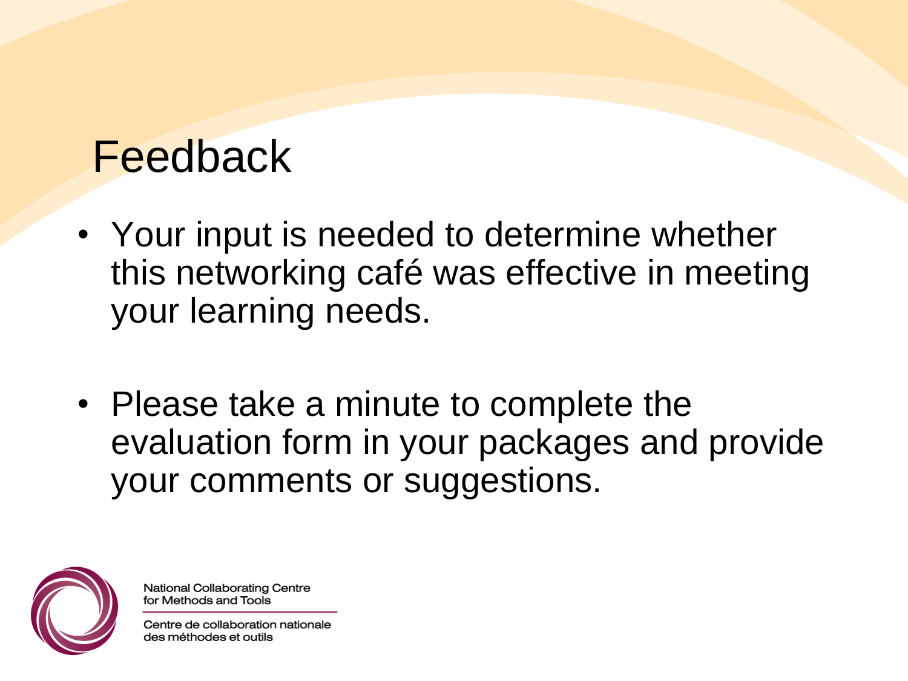# Feedback

- Your input is needed to determine whether this networking café was effective in meeting your learning needs.
- Please take a minute to complete the evaluation form in your packages and provide your comments or suggestions.

National Collaborating Centre for Methods and Tools

Centre de collaboration nationale des méthodes et outils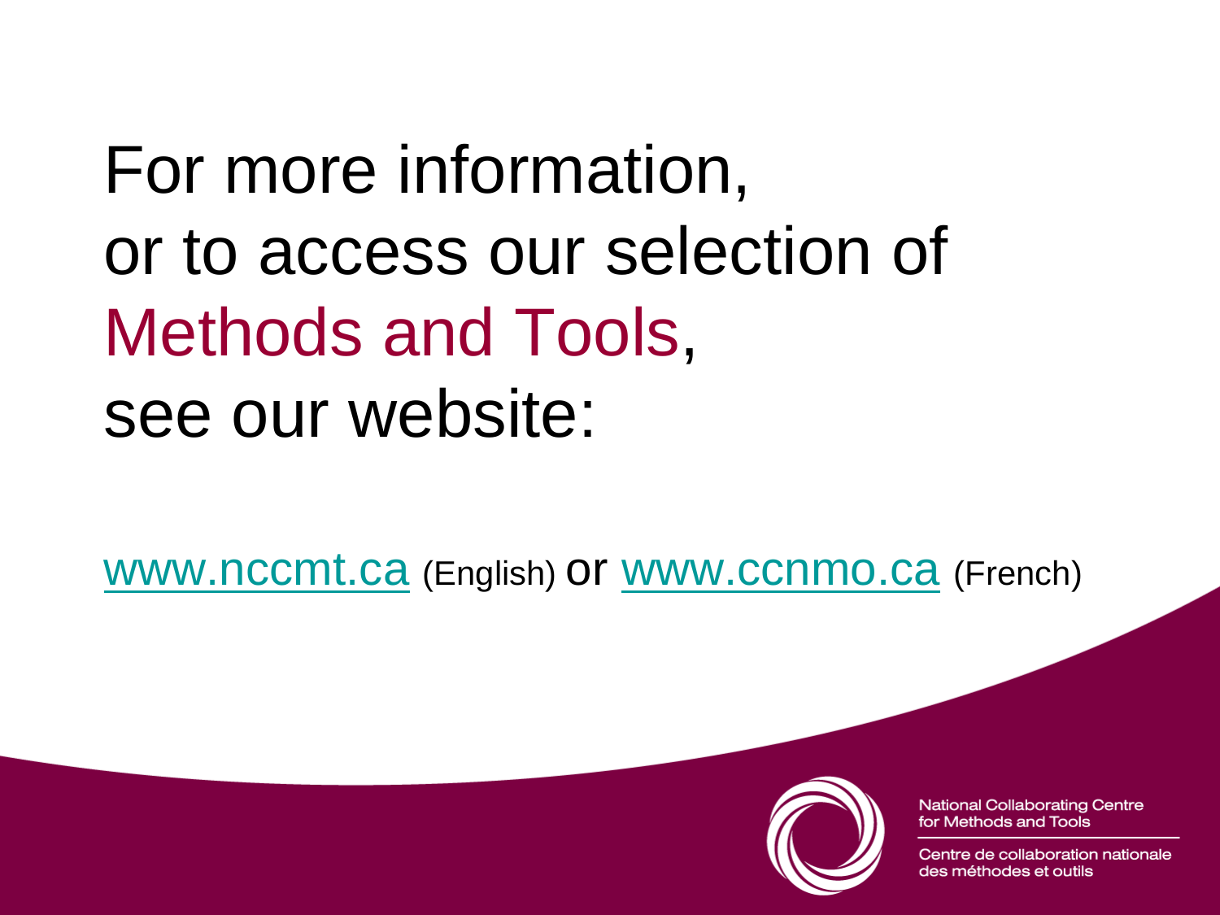For more information,
or to access our selection of
Methods and Tools,
see our website:

www.nccmt.ca (English) or www.ccnmo.ca (French)

National Collaborating Centre
for Methods and Tools

Centre de collaboration nationale
des méthodes et outils